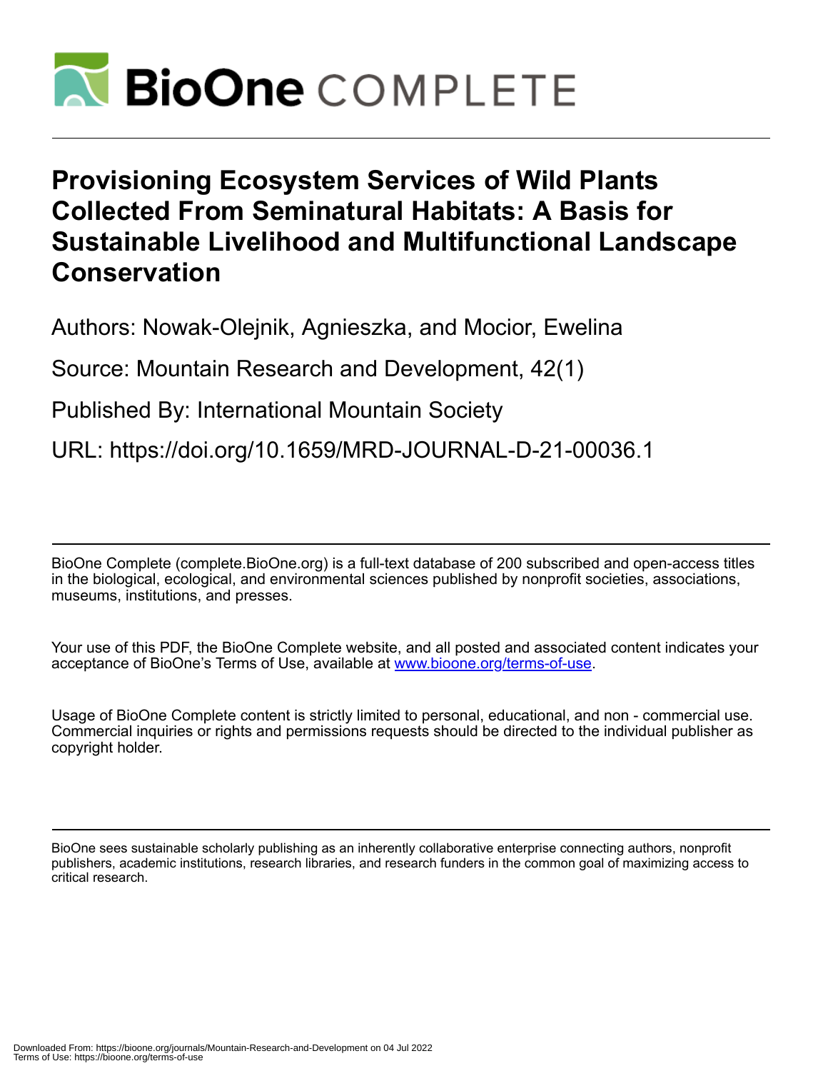# Provisioning Ecosystem Services of Wild Plants Collected From Seminatural Habitats: A Basis for Sustainable Livelihood and Multifunctional Landscape Conservation

Authors: Nowak-Olejnik, Agnieszka, and Mocior, Ewelina

Source: Mountain Research and Development, 42(1)

Published By: International Mountain Society

URL: https://doi.org/10.1659/MRD-JOURNAL-D-21-00036.1

BioOne Complete (complete.BioOne.org) is a full-text database of 200 subscribed and open-access titles in the biological, ecological, and environmental sciences published by nonprofit societies, associations, museums, institutions, and presses.

Your use of this PDF, the BioOne Complete website, and all posted and associated content indicates your acceptance of BioOne's Terms of Use, available at www.bioone.org/terms-of-use.

Usage of BioOne Complete content is strictly limited to personal, educational, and non - commercial use. Commercial inquiries or rights and permissions requests should be directed to the individual publisher as copyright holder.

BioOne sees sustainable scholarly publishing as an inherently collaborative enterprise connecting authors, nonprofit publishers, academic institutions, research libraries, and research funders in the common goal of maximizing access to critical research.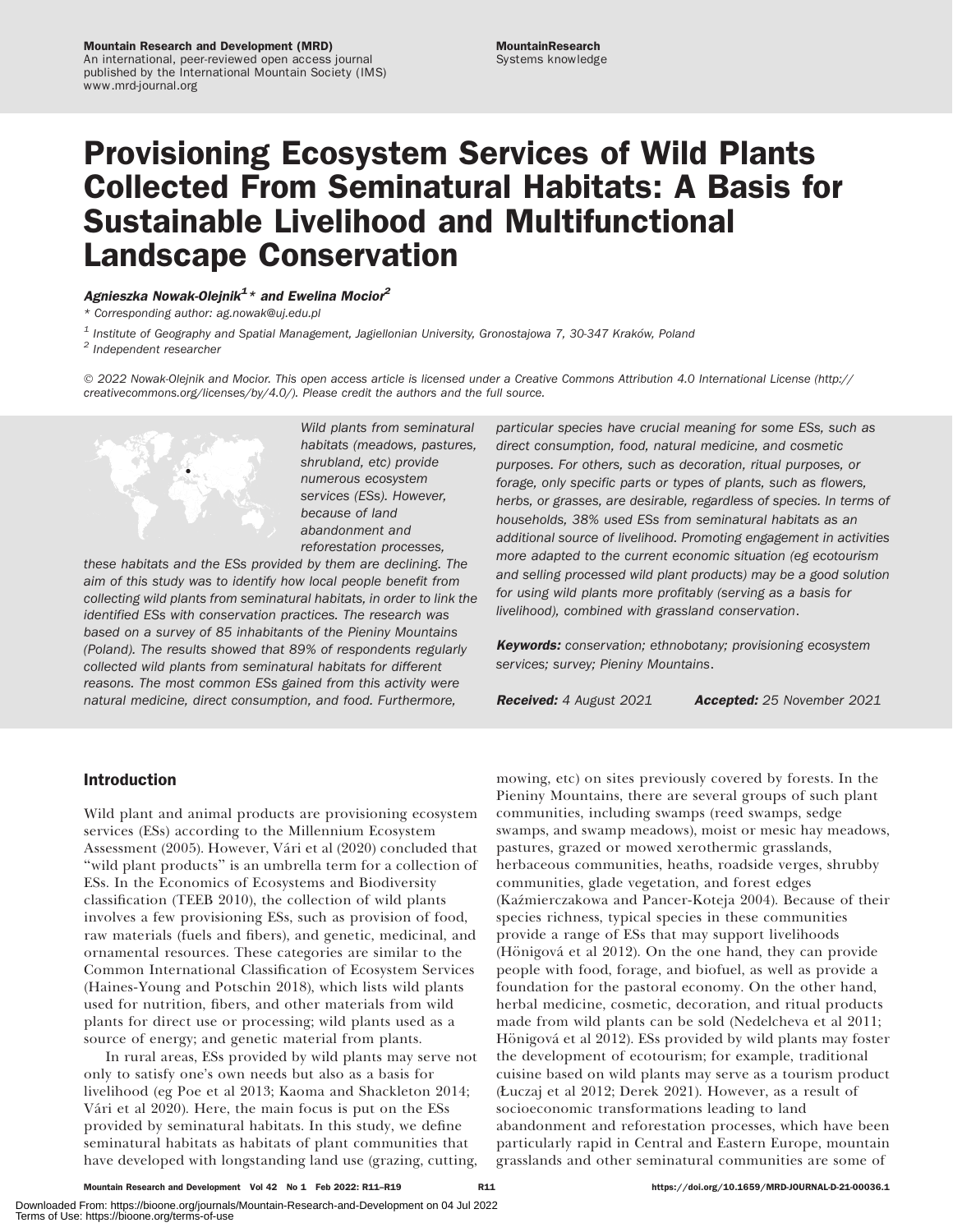Mountain Research and Development (MRD)
An international, peer-reviewed open access journal published by the International Mountain Society (IMS)
www.mrd-journal.org

MountainResearch
Systems knowledge

# Provisioning Ecosystem Services of Wild Plants Collected From Seminatural Habitats: A Basis for Sustainable Livelihood and Multifunctional Landscape Conservation

***Agnieszka Nowak-Olejnik[1]* and Ewelina Mocior[2]***

*\* Corresponding author: ag.nowak@uj.edu.pl*

*[1] Institute of Geography and Spatial Management, Jagiellonian University, Gronostajowa 7, 30-347 Kraków, Poland*

*[2] Independent researcher*

*© 2022 Nowak-Olejnik and Mocior. This open access article is licensed under a Creative Commons Attribution 4.0 International License (http://creativecommons.org/licenses/by/4.0/). Please credit the authors and the full source.*

*Wild plants from seminatural habitats (meadows, pastures, shrubland, etc) provide numerous ecosystem services (ESs). However, because of land abandonment and reforestation processes, these habitats and the ESs provided by them are declining. The aim of this study was to identify how local people benefit from collecting wild plants from seminatural habitats, in order to link the identified ESs with conservation practices. The research was based on a survey of 85 inhabitants of the Pieniny Mountains (Poland). The results showed that 89% of respondents regularly collected wild plants from seminatural habitats for different reasons. The most common ESs gained from this activity were natural medicine, direct consumption, and food. Furthermore, particular species have crucial meaning for some ESs, such as direct consumption, food, natural medicine, and cosmetic purposes. For others, such as decoration, ritual purposes, or forage, only specific parts or types of plants, such as flowers, herbs, or grasses, are desirable, regardless of species. In terms of households, 38% used ESs from seminatural habitats as an additional source of livelihood. Promoting engagement in activities more adapted to the current economic situation (eg ecotourism and selling processed wild plant products) may be a good solution for using wild plants more profitably (serving as a basis for livelihood), combined with grassland conservation.*

***Keywords:** conservation; ethnobotany; provisioning ecosystem services; survey; Pieniny Mountains.*

***Received:** 4 August 2021* ***Accepted:** 25 November 2021*

## Introduction

Wild plant and animal products are provisioning ecosystem services (ESs) according to the Millennium Ecosystem Assessment (2005). However, Vári et al (2020) concluded that "wild plant products" is an umbrella term for a collection of ESs. In the Economics of Ecosystems and Biodiversity classification (TEEB 2010), the collection of wild plants involves a few provisioning ESs, such as provision of food, raw materials (fuels and fibers), and genetic, medicinal, and ornamental resources. These categories are similar to the Common International Classification of Ecosystem Services (Haines-Young and Potschin 2018), which lists wild plants used for nutrition, fibers, and other materials from wild plants for direct use or processing; wild plants used as a source of energy; and genetic material from plants.

In rural areas, ESs provided by wild plants may serve not only to satisfy one's own needs but also as a basis for livelihood (eg Poe et al 2013; Kaoma and Shackleton 2014; Vári et al 2020). Here, the main focus is put on the ESs provided by seminatural habitats. In this study, we define seminatural habitats as habitats of plant communities that have developed with longstanding land use (grazing, cutting, mowing, etc) on sites previously covered by forests. In the Pieniny Mountains, there are several groups of such plant communities, including swamps (reed swamps, sedge swamps, and swamp meadows), moist or mesic hay meadows, pastures, grazed or mowed xerothermic grasslands, herbaceous communities, heaths, roadside verges, shrubby communities, glade vegetation, and forest edges (Kaźmierczakowa and Pancer-Koteja 2004). Because of their species richness, typical species in these communities provide a range of ESs that may support livelihoods (Hönigová et al 2012). On the one hand, they can provide people with food, forage, and biofuel, as well as provide a foundation for the pastoral economy. On the other hand, herbal medicine, cosmetic, decoration, and ritual products made from wild plants can be sold (Nedelcheva et al 2011; Hönigová et al 2012). ESs provided by wild plants may foster the development of ecotourism; for example, traditional cuisine based on wild plants may serve as a tourism product (Łuczaj et al 2012; Derek 2021). However, as a result of socioeconomic transformations leading to land abandonment and reforestation processes, which have been particularly rapid in Central and Eastern Europe, mountain grasslands and other seminatural communities are some of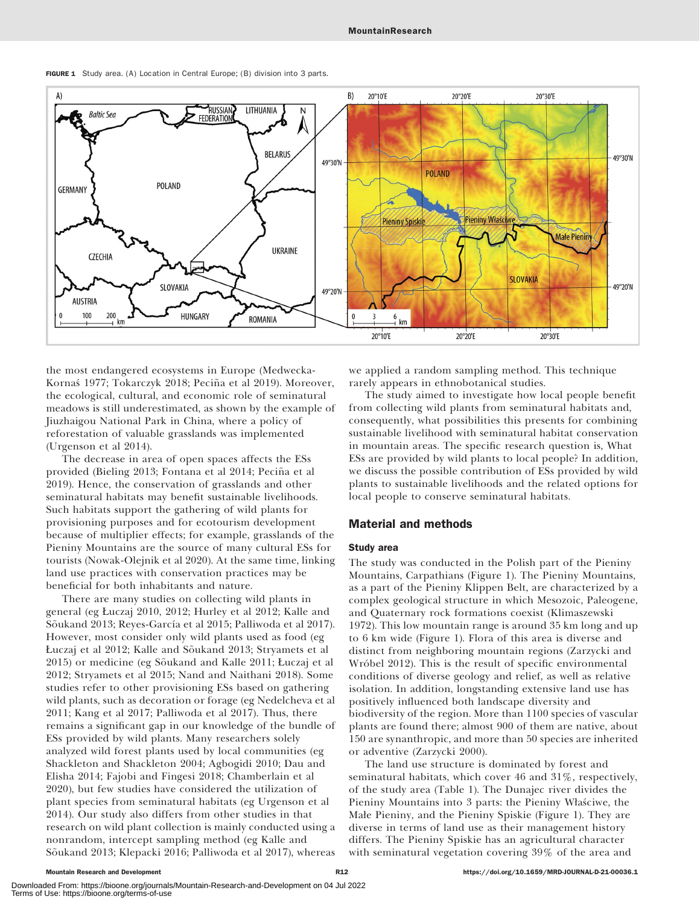FIGURE 1 Study area. (A) Location in Central Europe; (B) division into 3 parts.

the most endangered ecosystems in Europe (Medwecka-Kornaś 1977; Tokarczyk 2018; Peciña et al 2019). Moreover, the ecological, cultural, and economic role of seminatural meadows is still underestimated, as shown by the example of Jiuzhaigou National Park in China, where a policy of reforestation of valuable grasslands was implemented (Urgenson et al 2014).

The decrease in area of open spaces affects the ESs provided (Bieling 2013; Fontana et al 2014; Peciña et al 2019). Hence, the conservation of grasslands and other seminatural habitats may benefit sustainable livelihoods. Such habitats support the gathering of wild plants for provisioning purposes and for ecotourism development because of multiplier effects; for example, grasslands of the Pieniny Mountains are the source of many cultural ESs for tourists (Nowak-Olejnik et al 2020). At the same time, linking land use practices with conservation practices may be beneficial for both inhabitants and nature.

There are many studies on collecting wild plants in general (eg Łuczaj 2010, 2012; Hurley et al 2012; Kalle and Sõukand 2013; Reyes-García et al 2015; Palliwoda et al 2017). However, most consider only wild plants used as food (eg Łuczaj et al 2012; Kalle and Sõukand 2013; Stryamets et al 2015) or medicine (eg Sõukand and Kalle 2011; Łuczaj et al 2012; Stryamets et al 2015; Nand and Naithani 2018). Some studies refer to other provisioning ESs based on gathering wild plants, such as decoration or forage (eg Nedelcheva et al 2011; Kang et al 2017; Palliwoda et al 2017). Thus, there remains a significant gap in our knowledge of the bundle of ESs provided by wild plants. Many researchers solely analyzed wild forest plants used by local communities (eg Shackleton and Shackleton 2004; Agbogidi 2010; Dau and Elisha 2014; Fajobi and Fingesi 2018; Chamberlain et al 2020), but few studies have considered the utilization of plant species from seminatural habitats (eg Urgenson et al 2014). Our study also differs from other studies in that research on wild plant collection is mainly conducted using a nonrandom, intercept sampling method (eg Kalle and Sõukand 2013; Klepacki 2016; Palliwoda et al 2017), whereas we applied a random sampling method. This technique rarely appears in ethnobotanical studies.

The study aimed to investigate how local people benefit from collecting wild plants from seminatural habitats and, consequently, what possibilities this presents for combining sustainable livelihood with seminatural habitat conservation in mountain areas. The specific research question is, What ESs are provided by wild plants to local people? In addition, we discuss the possible contribution of ESs provided by wild plants to sustainable livelihoods and the related options for local people to conserve seminatural habitats.

## Material and methods

### Study area

The study was conducted in the Polish part of the Pieniny Mountains, Carpathians (Figure 1). The Pieniny Mountains, as a part of the Pieniny Klippen Belt, are characterized by a complex geological structure in which Mesozoic, Paleogene, and Quaternary rock formations coexist (Klimaszewski 1972). This low mountain range is around 35 km long and up to 6 km wide (Figure 1). Flora of this area is diverse and distinct from neighboring mountain regions (Zarzycki and Wróbel 2012). This is the result of specific environmental conditions of diverse geology and relief, as well as relative isolation. In addition, longstanding extensive land use has positively influenced both landscape diversity and biodiversity of the region. More than 1100 species of vascular plants are found there; almost 900 of them are native, about 150 are synanthropic, and more than 50 species are inherited or adventive (Zarzycki 2000).

The land use structure is dominated by forest and seminatural habitats, which cover 46 and 31%, respectively, of the study area (Table 1). The Dunajec river divides the Pieniny Mountains into 3 parts: the Pieniny Właściwe, the Małe Pieniny, and the Pieniny Spiskie (Figure 1). They are diverse in terms of land use as their management history differs. The Pieniny Spiskie has an agricultural character with seminatural vegetation covering 39% of the area and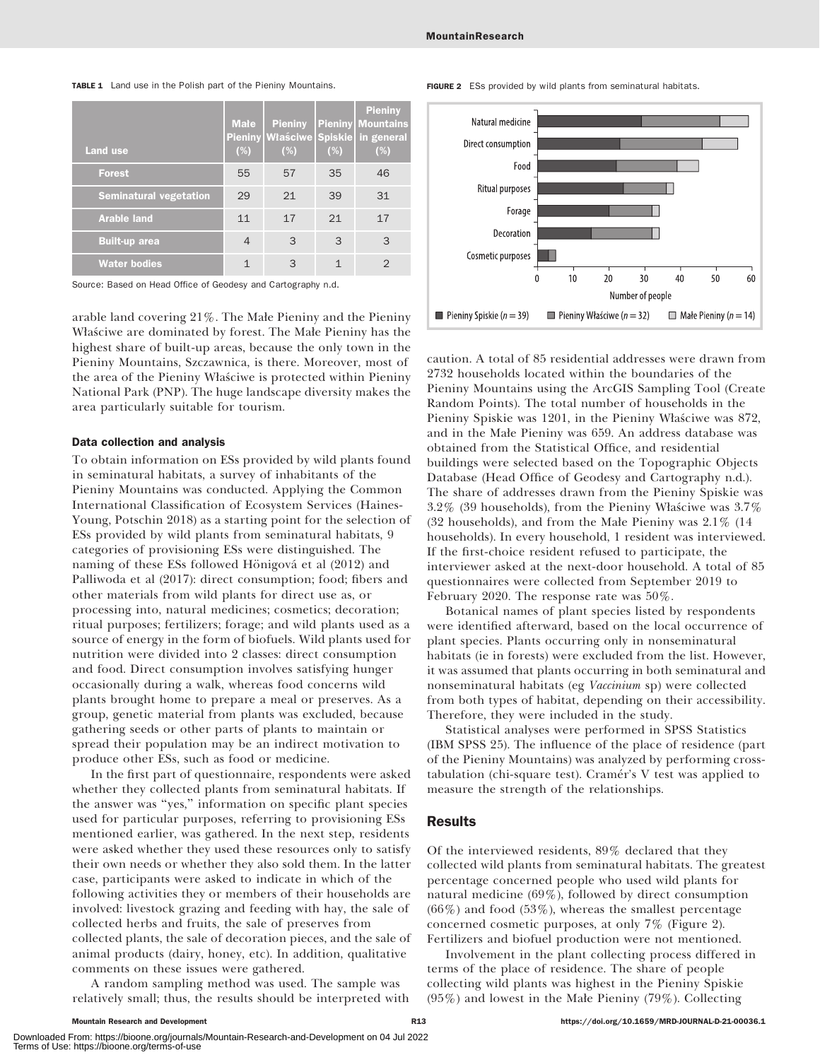**TABLE 1** Land use in the Polish part of the Pieniny Mountains.

| Land use | Małe Pieniny (%) | Pieniny Właściwe (%) | Pieniny Spiskie (%) | Pieniny Mountains in general (%) |
|---|---|---|---|---|
| Forest | 55 | 57 | 35 | 46 |
| Seminatural vegetation | 29 | 21 | 39 | 31 |
| Arable land | 11 | 17 | 21 | 17 |
| Built-up area | 4 | 3 | 3 | 3 |
| Water bodies | 1 | 3 | 1 | 2 |

Source: Based on Head Office of Geodesy and Cartography n.d.

arable land covering 21%. The Małe Pieniny and the Pieniny Właściwe are dominated by forest. The Małe Pieniny has the highest share of built-up areas, because the only town in the Pieniny Mountains, Szczawnica, is there. Moreover, most of the area of the Pieniny Właściwe is protected within Pieniny National Park (PNP). The huge landscape diversity makes the area particularly suitable for tourism.

### Data collection and analysis

To obtain information on ESs provided by wild plants found in seminatural habitats, a survey of inhabitants of the Pieniny Mountains was conducted. Applying the Common International Classification of Ecosystem Services (Haines-Young, Potschin 2018) as a starting point for the selection of ESs provided by wild plants from seminatural habitats, 9 categories of provisioning ESs were distinguished. The naming of these ESs followed Hönigová et al (2012) and Palliwoda et al (2017): direct consumption; food; fibers and other materials from wild plants for direct use as, or processing into, natural medicines; cosmetics; decoration; ritual purposes; fertilizers; forage; and wild plants used as a source of energy in the form of biofuels. Wild plants used for nutrition were divided into 2 classes: direct consumption and food. Direct consumption involves satisfying hunger occasionally during a walk, whereas food concerns wild plants brought home to prepare a meal or preserves. As a group, genetic material from plants was excluded, because gathering seeds or other parts of plants to maintain or spread their population may be an indirect motivation to produce other ESs, such as food or medicine.

In the first part of questionnaire, respondents were asked whether they collected plants from seminatural habitats. If the answer was "yes," information on specific plant species used for particular purposes, referring to provisioning ESs mentioned earlier, was gathered. In the next step, residents were asked whether they used these resources only to satisfy their own needs or whether they also sold them. In the latter case, participants were asked to indicate in which of the following activities they or members of their households are involved: livestock grazing and feeding with hay, the sale of collected herbs and fruits, the sale of preserves from collected plants, the sale of decoration pieces, and the sale of animal products (dairy, honey, etc). In addition, qualitative comments on these issues were gathered.

A random sampling method was used. The sample was relatively small; thus, the results should be interpreted with caution. A total of 85 residential addresses were drawn from 2732 households located within the boundaries of the Pieniny Mountains using the ArcGIS Sampling Tool (Create Random Points). The total number of households in the Pieniny Spiskie was 1201, in the Pieniny Właściwe was 872, and in the Małe Pieniny was 659. An address database was obtained from the Statistical Office, and residential buildings were selected based on the Topographic Objects Database (Head Office of Geodesy and Cartography n.d.). The share of addresses drawn from the Pieniny Spiskie was 3.2% (39 households), from the Pieniny Właściwe was 3.7% (32 households), and from the Małe Pieniny was 2.1% (14 households). In every household, 1 resident was interviewed. If the first-choice resident refused to participate, the interviewer asked at the next-door household. A total of 85 questionnaires were collected from September 2019 to February 2020. The response rate was 50%.

Botanical names of plant species listed by respondents were identified afterward, based on the local occurrence of plant species. Plants occurring only in nonseminatural habitats (ie in forests) were excluded from the list. However, it was assumed that plants occurring in both seminatural and nonseminatural habitats (eg *Vaccinium* sp) were collected from both types of habitat, depending on their accessibility. Therefore, they were included in the study.

Statistical analyses were performed in SPSS Statistics (IBM SPSS 25). The influence of the place of residence (part of the Pieniny Mountains) was analyzed by performing cross-tabulation (chi-square test). Cramér's V test was applied to measure the strength of the relationships.

**FIGURE 2** ESs provided by wild plants from seminatural habitats.

## Results

Of the interviewed residents, 89% declared that they collected wild plants from seminatural habitats. The greatest percentage concerned people who used wild plants for natural medicine (69%), followed by direct consumption (66%) and food (53%), whereas the smallest percentage concerned cosmetic purposes, at only 7% (Figure 2). Fertilizers and biofuel production were not mentioned.

Involvement in the plant collecting process differed in terms of the place of residence. The share of people collecting wild plants was highest in the Pieniny Spiskie (95%) and lowest in the Małe Pieniny (79%). Collecting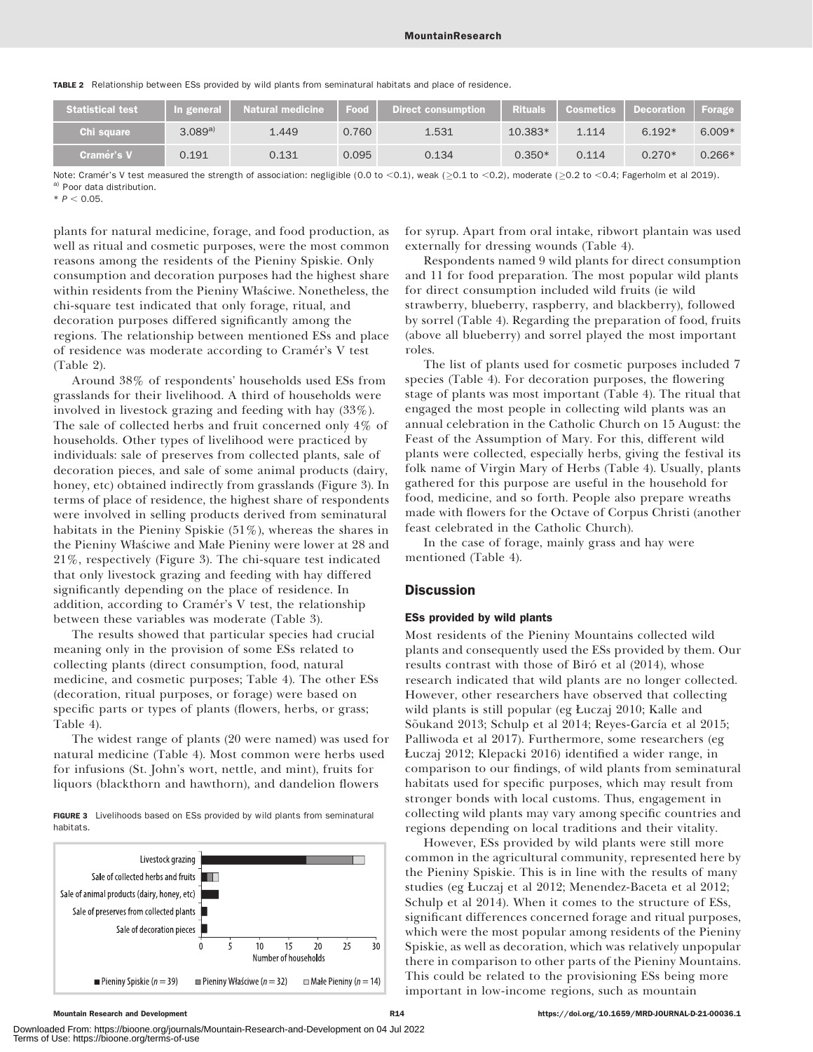**TABLE 2** Relationship between ESs provided by wild plants from seminatural habitats and place of residence.

| Statistical test | In general | Natural medicine | Food | Direct consumption | Rituals | Cosmetics | Decoration | Forage |
|---|---|---|---|---|---|---|---|---|
| Chi square | 3.089[a] | 1.449 | 0.760 | 1.531 | 10.383* | 1.114 | 6.192* | 6.009* |
| Cramér's V | 0.191 | 0.131 | 0.095 | 0.134 | 0.350* | 0.114 | 0.270* | 0.266* |

Note: Cramér's V test measured the strength of association: negligible (0.0 to <0.1), weak (≥0.1 to <0.2), moderate (≥0.2 to <0.4; Fagerholm et al 2019).
[a] Poor data distribution.
* $P < 0.05$.

plants for natural medicine, forage, and food production, as well as ritual and cosmetic purposes, were the most common reasons among the residents of the Pieniny Spiskie. Only consumption and decoration purposes had the highest share within residents from the Pieniny Właściwe. Nonetheless, the chi-square test indicated that only forage, ritual, and decoration purposes differed significantly among the regions. The relationship between mentioned ESs and place of residence was moderate according to Cramér's V test (Table 2).

Around 38% of respondents' households used ESs from grasslands for their livelihood. A third of households were involved in livestock grazing and feeding with hay (33%). The sale of collected herbs and fruit concerned only 4% of households. Other types of livelihood were practiced by individuals: sale of preserves from collected plants, sale of decoration pieces, and sale of some animal products (dairy, honey, etc) obtained indirectly from grasslands (Figure 3). In terms of place of residence, the highest share of respondents were involved in selling products derived from seminatural habitats in the Pieniny Spiskie (51%), whereas the shares in the Pieniny Właściwe and Małe Pieniny were lower at 28 and 21%, respectively (Figure 3). The chi-square test indicated that only livestock grazing and feeding with hay differed significantly depending on the place of residence. In addition, according to Cramér's V test, the relationship between these variables was moderate (Table 3).

The results showed that particular species had crucial meaning only in the provision of some ESs related to collecting plants (direct consumption, food, natural medicine, and cosmetic purposes; Table 4). The other ESs (decoration, ritual purposes, or forage) were based on specific parts or types of plants (flowers, herbs, or grass; Table 4).

The widest range of plants (20 were named) was used for natural medicine (Table 4). Most common were herbs used for infusions (St. John's wort, nettle, and mint), fruits for liquors (blackthorn and hawthorn), and dandelion flowers for syrup. Apart from oral intake, ribwort plantain was used externally for dressing wounds (Table 4).

**FIGURE 3** Livelihoods based on ESs provided by wild plants from seminatural habitats.

Respondents named 9 wild plants for direct consumption and 11 for food preparation. The most popular wild plants for direct consumption included wild fruits (ie wild strawberry, blueberry, raspberry, and blackberry), followed by sorrel (Table 4). Regarding the preparation of food, fruits (above all blueberry) and sorrel played the most important roles.

The list of plants used for cosmetic purposes included 7 species (Table 4). For decoration purposes, the flowering stage of plants was most important (Table 4). The ritual that engaged the most people in collecting wild plants was an annual celebration in the Catholic Church on 15 August: the Feast of the Assumption of Mary. For this, different wild plants were collected, especially herbs, giving the festival its folk name of Virgin Mary of Herbs (Table 4). Usually, plants gathered for this purpose are useful in the household for food, medicine, and so forth. People also prepare wreaths made with flowers for the Octave of Corpus Christi (another feast celebrated in the Catholic Church).

In the case of forage, mainly grass and hay were mentioned (Table 4).

## Discussion

### ESs provided by wild plants

Most residents of the Pieniny Mountains collected wild plants and consequently used the ESs provided by them. Our results contrast with those of Biró et al (2014), whose research indicated that wild plants are no longer collected. However, other researchers have observed that collecting wild plants is still popular (eg Łuczaj 2010; Kalle and Sõukand 2013; Schulp et al 2014; Reyes-García et al 2015; Palliwoda et al 2017). Furthermore, some researchers (eg Łuczaj 2012; Klepacki 2016) identified a wider range, in comparison to our findings, of wild plants from seminatural habitats used for specific purposes, which may result from stronger bonds with local customs. Thus, engagement in collecting wild plants may vary among specific countries and regions depending on local traditions and their vitality.

However, ESs provided by wild plants were still more common in the agricultural community, represented here by the Pieniny Spiskie. This is in line with the results of many studies (eg Łuczaj et al 2012; Menendez-Baceta et al 2012; Schulp et al 2014). When it comes to the structure of ESs, significant differences concerned forage and ritual purposes, which were the most popular among residents of the Pieniny Spiskie, as well as decoration, which was relatively unpopular there in comparison to other parts of the Pieniny Mountains. This could be related to the provisioning ESs being more important in low-income regions, such as mountain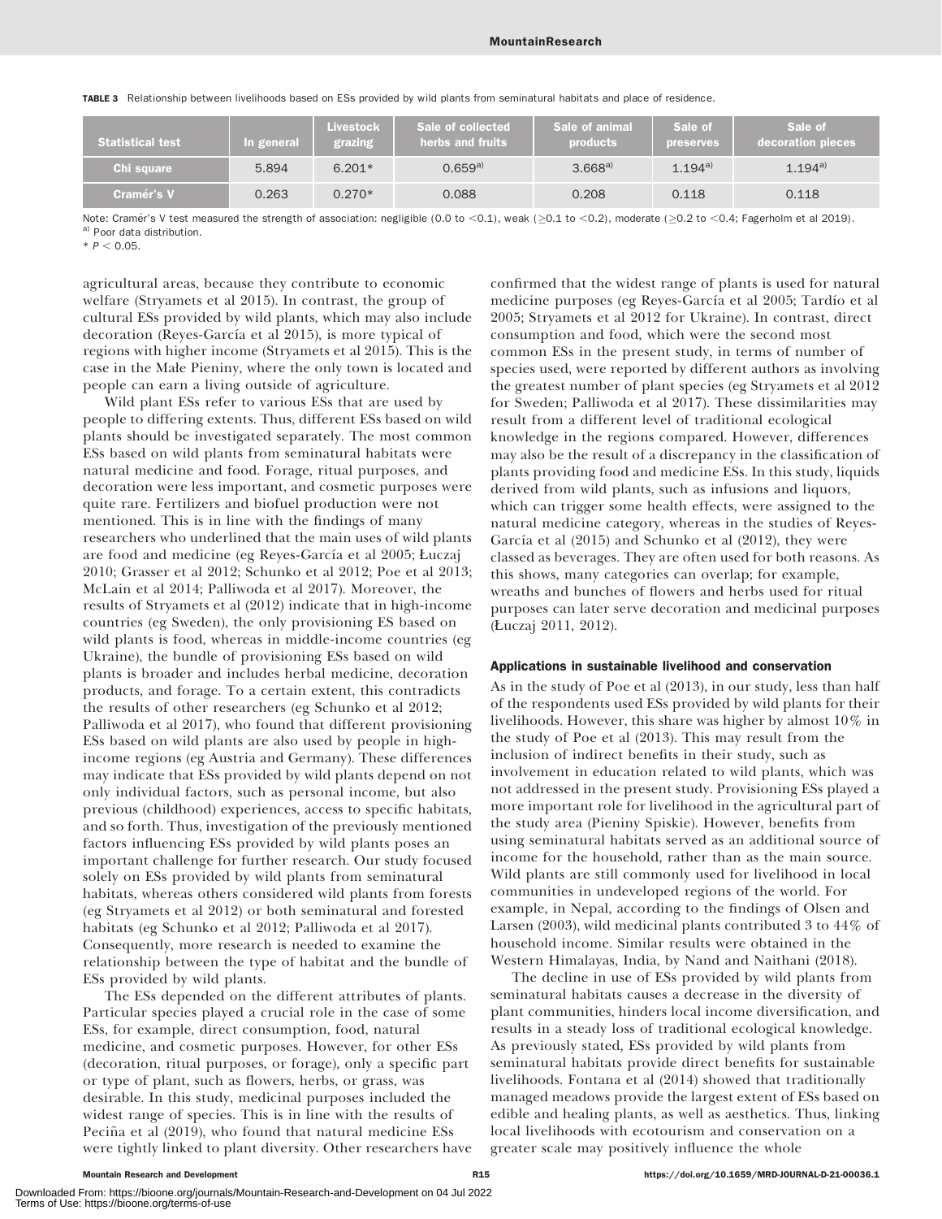**TABLE 3** Relationship between livelihoods based on ESs provided by wild plants from seminatural habitats and place of residence.

| Statistical test | In general | Livestock grazing | Sale of collected herbs and fruits | Sale of animal products | Sale of preserves | Sale of decoration pieces |
|---|---|---|---|---|---|---|
| Chi square | 5.894 | 6.201* | 0.659[a] | 3.668[a] | 1.194[a] | 1.194[a] |
| Cramér's V | 0.263 | 0.270* | 0.088 | 0.208 | 0.118 | 0.118 |

Note: Cramér's V test measured the strength of association: negligible (0.0 to <0.1), weak (≥0.1 to <0.2), moderate (≥0.2 to <0.4; Fagerholm et al 2019).
[a] Poor data distribution.
* $P < 0.05$.

agricultural areas, because they contribute to economic welfare (Stryamets et al 2015). In contrast, the group of cultural ESs provided by wild plants, which may also include decoration (Reyes-García et al 2015), is more typical of regions with higher income (Stryamets et al 2015). This is the case in the Małe Pieniny, where the only town is located and people can earn a living outside of agriculture.

Wild plant ESs refer to various ESs that are used by people to differing extents. Thus, different ESs based on wild plants should be investigated separately. The most common ESs based on wild plants from seminatural habitats were natural medicine and food. Forage, ritual purposes, and decoration were less important, and cosmetic purposes were quite rare. Fertilizers and biofuel production were not mentioned. This is in line with the findings of many researchers who underlined that the main uses of wild plants are food and medicine (eg Reyes-García et al 2005; Łuczaj 2010; Grasser et al 2012; Schunko et al 2012; Poe et al 2013; McLain et al 2014; Palliwoda et al 2017). Moreover, the results of Stryamets et al (2012) indicate that in high-income countries (eg Sweden), the only provisioning ES based on wild plants is food, whereas in middle-income countries (eg Ukraine), the bundle of provisioning ESs based on wild plants is broader and includes herbal medicine, decoration products, and forage. To a certain extent, this contradicts the results of other researchers (eg Schunko et al 2012; Palliwoda et al 2017), who found that different provisioning ESs based on wild plants are also used by people in high-income regions (eg Austria and Germany). These differences may indicate that ESs provided by wild plants depend on not only individual factors, such as personal income, but also previous (childhood) experiences, access to specific habitats, and so forth. Thus, investigation of the previously mentioned factors influencing ESs provided by wild plants poses an important challenge for further research. Our study focused solely on ESs provided by wild plants from seminatural habitats, whereas others considered wild plants from forests (eg Stryamets et al 2012) or both seminatural and forested habitats (eg Schunko et al 2012; Palliwoda et al 2017). Consequently, more research is needed to examine the relationship between the type of habitat and the bundle of ESs provided by wild plants.

The ESs depended on the different attributes of plants. Particular species played a crucial role in the case of some ESs, for example, direct consumption, food, natural medicine, and cosmetic purposes. However, for other ESs (decoration, ritual purposes, or forage), only a specific part or type of plant, such as flowers, herbs, or grass, was desirable. In this study, medicinal purposes included the widest range of species. This is in line with the results of Peciña et al (2019), who found that natural medicine ESs were tightly linked to plant diversity. Other researchers have confirmed that the widest range of plants is used for natural medicine purposes (eg Reyes-García et al 2005; Tardío et al 2005; Stryamets et al 2012 for Ukraine). In contrast, direct consumption and food, which were the second most common ESs in the present study, in terms of number of species used, were reported by different authors as involving the greatest number of plant species (eg Stryamets et al 2012 for Sweden; Palliwoda et al 2017). These dissimilarities may result from a different level of traditional ecological knowledge in the regions compared. However, differences may also be the result of a discrepancy in the classification of plants providing food and medicine ESs. In this study, liquids derived from wild plants, such as infusions and liquors, which can trigger some health effects, were assigned to the natural medicine category, whereas in the studies of Reyes-García et al (2015) and Schunko et al (2012), they were classed as beverages. They are often used for both reasons. As this shows, many categories can overlap; for example, wreaths and bunches of flowers and herbs used for ritual purposes can later serve decoration and medicinal purposes (Łuczaj 2011, 2012).

### Applications in sustainable livelihood and conservation

As in the study of Poe et al (2013), in our study, less than half of the respondents used ESs provided by wild plants for their livelihoods. However, this share was higher by almost 10% in the study of Poe et al (2013). This may result from the inclusion of indirect benefits in their study, such as involvement in education related to wild plants, which was not addressed in the present study. Provisioning ESs played a more important role for livelihood in the agricultural part of the study area (Pieniny Spiskie). However, benefits from using seminatural habitats served as an additional source of income for the household, rather than as the main source. Wild plants are still commonly used for livelihood in local communities in undeveloped regions of the world. For example, in Nepal, according to the findings of Olsen and Larsen (2003), wild medicinal plants contributed 3 to 44% of household income. Similar results were obtained in the Western Himalayas, India, by Nand and Naithani (2018).

The decline in use of ESs provided by wild plants from seminatural habitats causes a decrease in the diversity of plant communities, hinders local income diversification, and results in a steady loss of traditional ecological knowledge. As previously stated, ESs provided by wild plants from seminatural habitats provide direct benefits for sustainable livelihoods. Fontana et al (2014) showed that traditionally managed meadows provide the largest extent of ESs based on edible and healing plants, as well as aesthetics. Thus, linking local livelihoods with ecotourism and conservation on a greater scale may positively influence the whole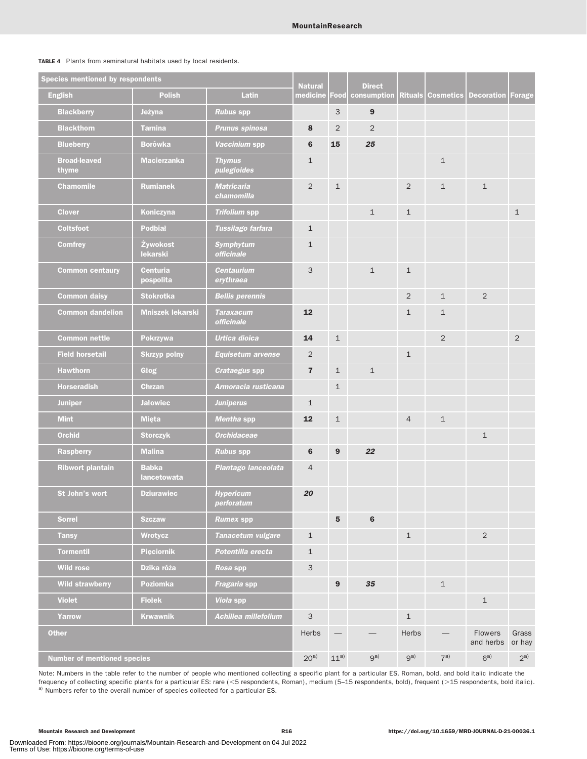**TABLE 4** Plants from seminatural habitats used by local residents.

| Species mentioned by respondents | | | Natural medicine | Food | Direct consumption | Rituals | Cosmetics | Decoration | Forage |
|---|---|---|---|---|---|---|---|---|---|
| English | Polish | Latin | | | | | | | |
| Blackberry | Jeżyna | *Rubus* spp | | 3 | **9** | | | | |
| Blackthorn | Tarnina | *Prunus spinosa* | **8** | 2 | 2 | | | | |
| Blueberry | Borówka | *Vaccinium* spp | **6** | **15** | ***25*** | | | | |
| Broad-leaved thyme | Macierzanka | *Thymus pulegioides* | 1 | | | | 1 | | |
| Chamomile | Rumianek | *Matricaria chamomilla* | 2 | 1 | | 2 | 1 | 1 | |
| Clover | Koniczyna | *Trifolium* spp | | | 1 | 1 | | | 1 |
| Coltsfoot | Podbiał | *Tussilago farfara* | 1 | | | | | | |
| Comfrey | Żywokost lekarski | *Symphytum officinale* | 1 | | | | | | |
| Common centaury | Centuria pospolita | *Centaurium erythraea* | 3 | | 1 | 1 | | | |
| Common daisy | Stokrotka | *Bellis perennis* | | | | 2 | 1 | 2 | |
| Common dandelion | Mniszek lekarski | *Taraxacum officinale* | **12** | | | 1 | 1 | | |
| Common nettle | Pokrzywa | *Urtica dioica* | **14** | 1 | | | 2 | | 2 |
| Field horsetail | Skrzyp polny | *Equisetum arvense* | 2 | | | 1 | | | |
| Hawthorn | Głog | *Crataegus* spp | **7** | 1 | 1 | | | | |
| Horseradish | Chrzan | *Armoracia rusticana* | | 1 | | | | | |
| Juniper | Jałowiec | *Juniperus* | 1 | | | | | | |
| Mint | Mięta | *Mentha* spp | **12** | 1 | | 4 | 1 | | |
| Orchid | Storczyk | *Orchidaceae* | | | | | | 1 | |
| Raspberry | Malina | *Rubus* spp | **6** | **9** | ***22*** | | | | |
| Ribwort plantain | Babka lancetowata | *Plantago lanceolata* | 4 | | | | | | |
| St John's wort | Dziurawiec | *Hypericum perforatum* | ***20*** | | | | | | |
| Sorrel | Szczaw | *Rumex* spp | | **5** | **6** | | | | |
| Tansy | Wrotycz | *Tanacetum vulgare* | 1 | | | 1 | | 2 | |
| Tormentil | Pięciornik | *Potentilla erecta* | 1 | | | | | | |
| Wild rose | Dzika róża | *Rosa* spp | 3 | | | | | | |
| Wild strawberry | Poziomka | *Fragaria* spp | | **9** | ***35*** | | 1 | | |
| Violet | Fiołek | *Viola* spp | | | | | | 1 | |
| Yarrow | Krwawnik | *Achillea millefolium* | 3 | | | 1 | | | |
| Other | | | Herbs | — | — | Herbs | — | Flowers and herbs | Grass or hay |
| Number of mentioned species | | | 20[a] | 11[a] | 9[a] | 9[a] | 7[a] | 6[a] | 2[a] |

Note: Numbers in the table refer to the number of people who mentioned collecting a specific plant for a particular ES. Roman, bold, and bold italic indicate the frequency of collecting specific plants for a particular ES: rare (<5 respondents, Roman), medium (5–15 respondents, bold), frequent (>15 respondents, bold italic).
[a] Numbers refer to the overall number of species collected for a particular ES.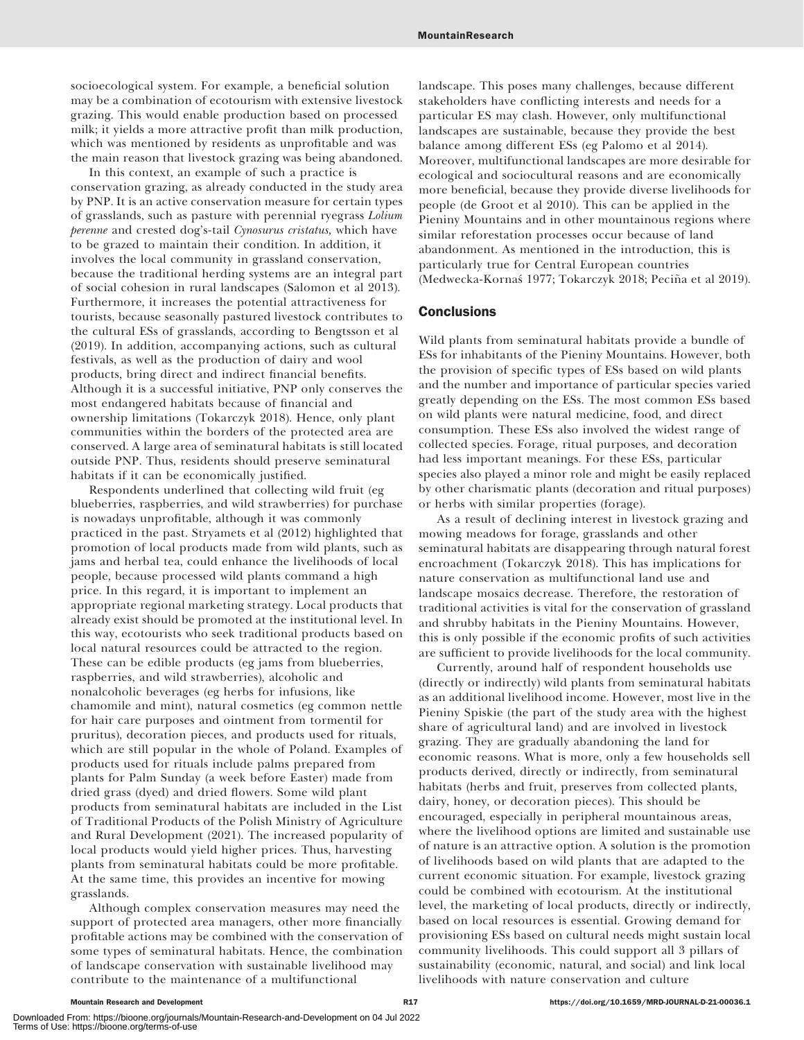socioecological system. For example, a beneficial solution may be a combination of ecotourism with extensive livestock grazing. This would enable production based on processed milk; it yields a more attractive profit than milk production, which was mentioned by residents as unprofitable and was the main reason that livestock grazing was being abandoned.

In this context, an example of such a practice is conservation grazing, as already conducted in the study area by PNP. It is an active conservation measure for certain types of grasslands, such as pasture with perennial ryegrass *Lolium perenne* and crested dog's-tail *Cynosurus cristatus,* which have to be grazed to maintain their condition. In addition, it involves the local community in grassland conservation, because the traditional herding systems are an integral part of social cohesion in rural landscapes (Salomon et al 2013). Furthermore, it increases the potential attractiveness for tourists, because seasonally pastured livestock contributes to the cultural ESs of grasslands, according to Bengtsson et al (2019). In addition, accompanying actions, such as cultural festivals, as well as the production of dairy and wool products, bring direct and indirect financial benefits. Although it is a successful initiative, PNP only conserves the most endangered habitats because of financial and ownership limitations (Tokarczyk 2018). Hence, only plant communities within the borders of the protected area are conserved. A large area of seminatural habitats is still located outside PNP. Thus, residents should preserve seminatural habitats if it can be economically justified.

Respondents underlined that collecting wild fruit (eg blueberries, raspberries, and wild strawberries) for purchase is nowadays unprofitable, although it was commonly practiced in the past. Stryamets et al (2012) highlighted that promotion of local products made from wild plants, such as jams and herbal tea, could enhance the livelihoods of local people, because processed wild plants command a high price. In this regard, it is important to implement an appropriate regional marketing strategy. Local products that already exist should be promoted at the institutional level. In this way, ecotourists who seek traditional products based on local natural resources could be attracted to the region. These can be edible products (eg jams from blueberries, raspberries, and wild strawberries), alcoholic and nonalcoholic beverages (eg herbs for infusions, like chamomile and mint), natural cosmetics (eg common nettle for hair care purposes and ointment from tormentil for pruritus), decoration pieces, and products used for rituals, which are still popular in the whole of Poland. Examples of products used for rituals include palms prepared from plants for Palm Sunday (a week before Easter) made from dried grass (dyed) and dried flowers. Some wild plant products from seminatural habitats are included in the List of Traditional Products of the Polish Ministry of Agriculture and Rural Development (2021). The increased popularity of local products would yield higher prices. Thus, harvesting plants from seminatural habitats could be more profitable. At the same time, this provides an incentive for mowing grasslands.

Although complex conservation measures may need the support of protected area managers, other more financially profitable actions may be combined with the conservation of some types of seminatural habitats. Hence, the combination of landscape conservation with sustainable livelihood may contribute to the maintenance of a multifunctional landscape. This poses many challenges, because different stakeholders have conflicting interests and needs for a particular ES may clash. However, only multifunctional landscapes are sustainable, because they provide the best balance among different ESs (eg Palomo et al 2014). Moreover, multifunctional landscapes are more desirable for ecological and sociocultural reasons and are economically more beneficial, because they provide diverse livelihoods for people (de Groot et al 2010). This can be applied in the Pieniny Mountains and in other mountainous regions where similar reforestation processes occur because of land abandonment. As mentioned in the introduction, this is particularly true for Central European countries (Medwecka-Kornaś 1977; Tokarczyk 2018; Peciña et al 2019).

## Conclusions

Wild plants from seminatural habitats provide a bundle of ESs for inhabitants of the Pieniny Mountains. However, both the provision of specific types of ESs based on wild plants and the number and importance of particular species varied greatly depending on the ESs. The most common ESs based on wild plants were natural medicine, food, and direct consumption. These ESs also involved the widest range of collected species. Forage, ritual purposes, and decoration had less important meanings. For these ESs, particular species also played a minor role and might be easily replaced by other charismatic plants (decoration and ritual purposes) or herbs with similar properties (forage).

As a result of declining interest in livestock grazing and mowing meadows for forage, grasslands and other seminatural habitats are disappearing through natural forest encroachment (Tokarczyk 2018). This has implications for nature conservation as multifunctional land use and landscape mosaics decrease. Therefore, the restoration of traditional activities is vital for the conservation of grassland and shrubby habitats in the Pieniny Mountains. However, this is only possible if the economic profits of such activities are sufficient to provide livelihoods for the local community.

Currently, around half of respondent households use (directly or indirectly) wild plants from seminatural habitats as an additional livelihood income. However, most live in the Pieniny Spiskie (the part of the study area with the highest share of agricultural land) and are involved in livestock grazing. They are gradually abandoning the land for economic reasons. What is more, only a few households sell products derived, directly or indirectly, from seminatural habitats (herbs and fruit, preserves from collected plants, dairy, honey, or decoration pieces). This should be encouraged, especially in peripheral mountainous areas, where the livelihood options are limited and sustainable use of nature is an attractive option. A solution is the promotion of livelihoods based on wild plants that are adapted to the current economic situation. For example, livestock grazing could be combined with ecotourism. At the institutional level, the marketing of local products, directly or indirectly, based on local resources is essential. Growing demand for provisioning ESs based on cultural needs might sustain local community livelihoods. This could support all 3 pillars of sustainability (economic, natural, and social) and link local livelihoods with nature conservation and culture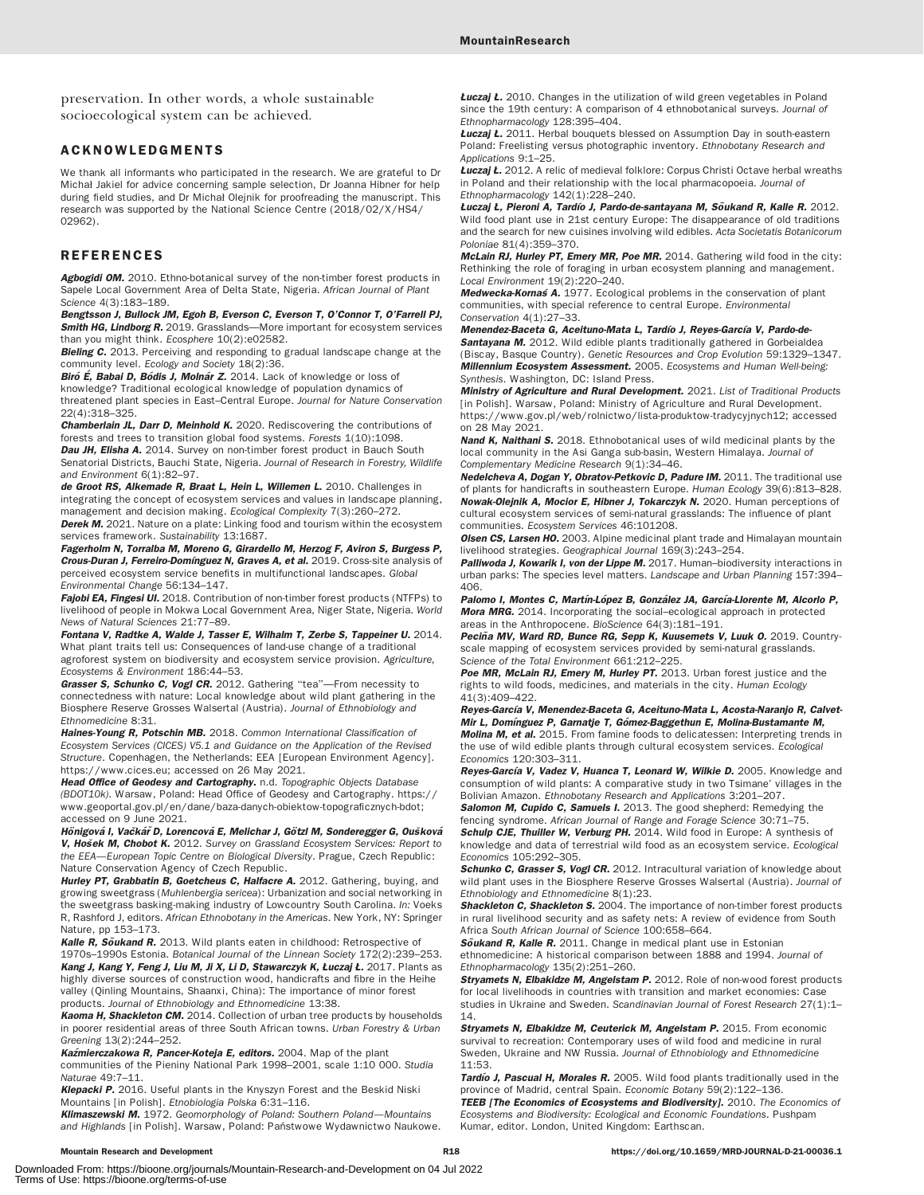preservation. In other words, a whole sustainable socioecological system can be achieved.

## ACKNOWLEDGMENTS

We thank all informants who participated in the research. We are grateful to Dr Michał Jakiel for advice concerning sample selection, Dr Joanna Hibner for help during field studies, and Dr Michał Olejnik for proofreading the manuscript. This research was supported by the National Science Centre (2018/02/X/HS4/02962).

## REFERENCES

***Agbogidi OM.*** 2010. Ethno-botanical survey of the non-timber forest products in Sapele Local Government Area of Delta State, Nigeria. *African Journal of Plant Science* 4(3):183–189.

***Bengtsson J, Bullock JM, Egoh B, Everson C, Everson T, O'Connor T, O'Farrell PJ, Smith HG, Lindborg R.*** 2019. Grasslands—More important for ecosystem services than you might think. *Ecosphere* 10(2):e02582.

***Bieling C.*** 2013. Perceiving and responding to gradual landscape change at the community level. *Ecology and Society* 18(2):36.

***Biró É, Babai D, Bódis J, Molnár Z.*** 2014. Lack of knowledge or loss of knowledge? Traditional ecological knowledge of population dynamics of threatened plant species in East–Central Europe. *Journal for Nature Conservation* 22(4):318–325.

***Chamberlain JL, Darr D, Meinhold K.*** 2020. Rediscovering the contributions of forests and trees to transition global food systems. *Forests* 1(10):1098.

***Dau JH, Elisha A.*** 2014. Survey on non-timber forest product in Bauch South Senatorial Districts, Bauchi State, Nigeria. *Journal of Research in Forestry, Wildlife and Environment* 6(1):82–97.

***de Groot RS, Alkemade R, Braat L, Hein L, Willemen L.*** 2010. Challenges in integrating the concept of ecosystem services and values in landscape planning, management and decision making. *Ecological Complexity* 7(3):260–272.

***Derek M.*** 2021. Nature on a plate: Linking food and tourism within the ecosystem services framework. *Sustainability* 13:1687.

***Fagerholm N, Torralba M, Moreno G, Girardello M, Herzog F, Aviron S, Burgess P, Crous-Duran J, Ferreiro-Domínguez N, Graves A, et al.*** 2019. Cross-site analysis of perceived ecosystem service benefits in multifunctional landscapes. *Global Environmental Change* 56:134–147.

***Fajobi EA, Fingesi UI.*** 2018. Contribution of non-timber forest products (NTFPs) to livelihood of people in Mokwa Local Government Area, Niger State, Nigeria. *World News of Natural Sciences* 21:77–89.

***Fontana V, Radtke A, Walde J, Tasser E, Wilhalm T, Zerbe S, Tappeiner U.*** 2014. What plant traits tell us: Consequences of land-use change of a traditional agroforest system on biodiversity and ecosystem service provision. *Agriculture, Ecosystems & Environment* 186:44–53.

***Grasser S, Schunko C, Vogl CR.*** 2012. Gathering "tea"—From necessity to connectedness with nature: Local knowledge about wild plant gathering in the Biosphere Reserve Grosses Walsertal (Austria). *Journal of Ethnobiology and Ethnomedicine* 8:31.

***Haines-Young R, Potschin MB.*** 2018. *Common International Classification of Ecosystem Services (CICES) V5.1 and Guidance on the Application of the Revised Structure*. Copenhagen, the Netherlands: EEA [European Environment Agency]. https://www.cices.eu; accessed on 26 May 2021.

***Head Office of Geodesy and Cartography.*** n.d. *Topographic Objects Database (BDOT10k)*. Warsaw, Poland: Head Office of Geodesy and Cartography. https://www.geoportal.gov.pl/en/dane/baza-danych-obiektow-topograficznych-bdot; accessed on 9 June 2021.

***Hönigová I, Vačkář D, Lorencová E, Melichar J, Götzl M, Sonderegger G, Oušková V, Hošek M, Chobot K.*** 2012. *Survey on Grassland Ecosystem Services: Report to the EEA—European Topic Centre on Biological Diversity*. Prague, Czech Republic: Nature Conservation Agency of Czech Republic.

***Hurley PT, Grabbatin B, Goetcheus C, Halfacre A.*** 2012. Gathering, buying, and growing sweetgrass (*Muhlenbergia sericea*): Urbanization and social networking in the sweetgrass basking-making industry of Lowcountry South Carolina. *In:* Voeks R, Rashford J, editors. *African Ethnobotany in the Americas*. New York, NY: Springer Nature, pp 153–173.

***Kalle R, Sõukand R.*** 2013. Wild plants eaten in childhood: Retrospective of 1970s–1990s Estonia. *Botanical Journal of the Linnean Society* 172(2):239–253.

***Kang J, Kang Y, Feng J, Liu M, Ji X, Li D, Stawarczyk K, Łuczaj Ł.*** 2017. Plants as highly diverse sources of construction wood, handicrafts and fibre in the Heihe valley (Qinling Mountains, Shaanxi, China): The importance of minor forest products. *Journal of Ethnobiology and Ethnomedicine* 13:38.

***Kaoma H, Shackleton CM.*** 2014. Collection of urban tree products by households in poorer residential areas of three South African towns. *Urban Forestry & Urban Greening* 13(2):244–252.

***Kaźmierczakowa R, Pancer-Koteja E, editors.*** 2004. Map of the plant communities of the Pieniny National Park 1998–2001, scale 1:10 000. *Studia Naturae* 49:7–11.

***Klepacki P.*** 2016. Useful plants in the Knyszyn Forest and the Beskid Niski Mountains [in Polish]. *Etnobiologia Polska* 6:31–116.

***Klimaszewski M.*** 1972. *Geomorphology of Poland: Southern Poland—Mountains and Highlands* [in Polish]. Warsaw, Poland: Państwowe Wydawnictwo Naukowe.

***Łuczaj Ł.*** 2010. Changes in the utilization of wild green vegetables in Poland since the 19th century: A comparison of 4 ethnobotanical surveys. *Journal of Ethnopharmacology* 128:395–404.

***Łuczaj Ł.*** 2011. Herbal bouquets blessed on Assumption Day in south-eastern Poland: Freelisting versus photographic inventory. *Ethnobotany Research and Applications* 9:1–25.

***Łuczaj Ł.*** 2012. A relic of medieval folklore: Corpus Christi Octave herbal wreaths in Poland and their relationship with the local pharmacopoeia. *Journal of Ethnopharmacology* 142(1):228–240.

***Łuczaj Ł, Pieroni A, Tardío J, Pardo-de-santayana M, Sõukand R, Kalle R.*** 2012. Wild food plant use in 21st century Europe: The disappearance of old traditions and the search for new cuisines involving wild edibles. *Acta Societatis Botanicorum Poloniae* 81(4):359–370.

***McLain RJ, Hurley PT, Emery MR, Poe MR.*** 2014. Gathering wild food in the city: Rethinking the role of foraging in urban ecosystem planning and management. *Local Environment* 19(2):220–240.

***Medwecka-Kornaś A.*** 1977. Ecological problems in the conservation of plant communities, with special reference to central Europe. *Environmental Conservation* 4(1):27–33.

***Menendez-Baceta G, Aceituno-Mata L, Tardío J, Reyes-García V, Pardo-de-Santayana M.*** 2012. Wild edible plants traditionally gathered in Gorbeialdea (Biscay, Basque Country). *Genetic Resources and Crop Evolution* 59:1329–1347.

***Millennium Ecosystem Assessment.*** 2005. *Ecosystems and Human Well-being: Synthesis*. Washington, DC: Island Press.

***Ministry of Agriculture and Rural Development.*** 2021. *List of Traditional Products* [in Polish]. Warsaw, Poland: Ministry of Agriculture and Rural Development. https://www.gov.pl/web/rolnictwo/lista-produktow-tradycyjnych12; accessed on 28 May 2021.

***Nand K, Naithani S.*** 2018. Ethnobotanical uses of wild medicinal plants by the local community in the Asi Ganga sub-basin, Western Himalaya. *Journal of Complementary Medicine Research* 9(1):34–46.

***Nedelcheva A, Dogan Y, Obratov-Petkovic D, Padure IM.*** 2011. The traditional use of plants for handicrafts in southeastern Europe. *Human Ecology* 39(6):813–828.

***Nowak-Olejnik A, Mocior E, Hibner J, Tokarczyk N.*** 2020. Human perceptions of cultural ecosystem services of semi-natural grasslands: The influence of plant communities. *Ecosystem Services* 46:101208.

***Olsen CS, Larsen HO.*** 2003. Alpine medicinal plant trade and Himalayan mountain livelihood strategies. *Geographical Journal* 169(3):243–254.

***Palliwoda J, Kowarik I, von der Lippe M.*** 2017. Human–biodiversity interactions in urban parks: The species level matters. *Landscape and Urban Planning* 157:394–406.

***Palomo I, Montes C, Martín-López B, González JA, García-Llorente M, Alcorlo P, Mora MRG.*** 2014. Incorporating the social–ecological approach in protected areas in the Anthropocene. *BioScience* 64(3):181–191.

***Peciña MV, Ward RD, Bunce RG, Sepp K, Kuusemets V, Luuk O.*** 2019. Country-scale mapping of ecosystem services provided by semi-natural grasslands. *Science of the Total Environment* 661:212–225.

***Poe MR, McLain RJ, Emery M, Hurley PT.*** 2013. Urban forest justice and the rights to wild foods, medicines, and materials in the city. *Human Ecology* 41(3):409–422.

***Reyes-García V, Menendez-Baceta G, Aceituno-Mata L, Acosta-Naranjo R, Calvet-Mir L, Domínguez P, Garnatje T, Gómez-Baggethun E, Molina-Bustamante M, Molina M, et al.*** 2015. From famine foods to delicatessen: Interpreting trends in the use of wild edible plants through cultural ecosystem services. *Ecological Economics* 120:303–311.

***Reyes-García V, Vadez V, Huanca T, Leonard W, Wilkie D.*** 2005. Knowledge and consumption of wild plants: A comparative study in two Tsimane' villages in the Bolivian Amazon. *Ethnobotany Research and Applications* 3:201–207.

***Salomon M, Cupido C, Samuels I.*** 2013. The good shepherd: Remedying the fencing syndrome. *African Journal of Range and Forage Science* 30:71–75.

***Schulp CJE, Thuiller W, Verburg PH.*** 2014. Wild food in Europe: A synthesis of knowledge and data of terrestrial wild food as an ecosystem service. *Ecological Economics* 105:292–305.

***Schunko C, Grasser S, Vogl CR.*** 2012. Intracultural variation of knowledge about wild plant uses in the Biosphere Reserve Grosses Walsertal (Austria). *Journal of Ethnobiology and Ethnomedicine* 8(1):23.

***Shackleton C, Shackleton S.*** 2004. The importance of non-timber forest products in rural livelihood security and as safety nets: A review of evidence from South Africa *South African Journal of Science* 100:658–664.

***Sõukand R, Kalle R.*** 2011. Change in medical plant use in Estonian ethnomedicine: A historical comparison between 1888 and 1994. *Journal of Ethnopharmacology* 135(2):251–260.

***Stryamets N, Elbakidze M, Angelstam P.*** 2012. Role of non-wood forest products for local livelihoods in countries with transition and market economies: Case studies in Ukraine and Sweden. *Scandinavian Journal of Forest Research* 27(1):1–14.

***Stryamets N, Elbakidze M, Ceuterick M, Angelstam P.*** 2015. From economic survival to recreation: Contemporary uses of wild food and medicine in rural Sweden, Ukraine and NW Russia. *Journal of Ethnobiology and Ethnomedicine* 11:53.

***Tardío J, Pascual H, Morales R.*** 2005. Wild food plants traditionally used in the province of Madrid, central Spain. *Economic Botany* 59(2):122–136.

***TEEB [The Economics of Ecosystems and Biodiversity].*** 2010. *The Economics of Ecosystems and Biodiversity: Ecological and Economic Foundations*. Pushpam Kumar, editor. London, United Kingdom: Earthscan.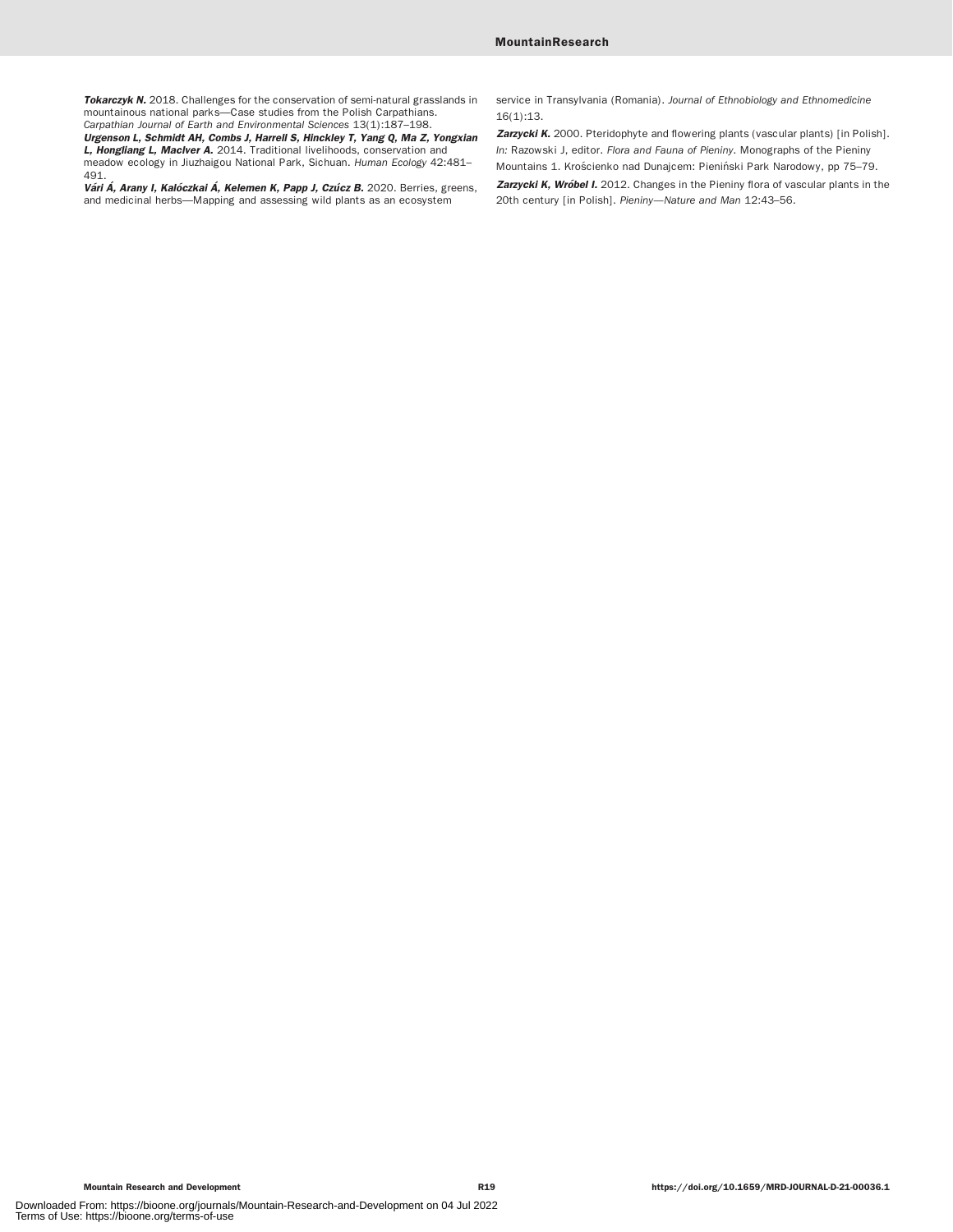***Tokarczyk N.*** 2018. Challenges for the conservation of semi-natural grasslands in mountainous national parks—Case studies from the Polish Carpathians. *Carpathian Journal of Earth and Environmental Sciences* 13(1):187–198.

***Urgenson L, Schmidt AH, Combs J, Harrell S, Hinckley T, Yang Q, Ma Z, Yongxian L, Hongliang L, MacIver A.*** 2014. Traditional livelihoods, conservation and meadow ecology in Jiuzhaigou National Park, Sichuan. *Human Ecology* 42:481–491.

***Vári Á, Arany I, Kalóczkai Á, Kelemen K, Papp J, Czúcz B.*** 2020. Berries, greens, and medicinal herbs—Mapping and assessing wild plants as an ecosystem service in Transylvania (Romania). *Journal of Ethnobiology and Ethnomedicine* 16(1):13.

***Zarzycki K.*** 2000. Pteridophyte and flowering plants (vascular plants) [in Polish]. *In:* Razowski J, editor. *Flora and Fauna of Pieniny*. Monographs of the Pieniny Mountains 1. Krościenko nad Dunajcem: Pieniński Park Narodowy, pp 75–79.

***Zarzycki K, Wróbel I.*** 2012. Changes in the Pieniny flora of vascular plants in the 20th century [in Polish]. *Pieniny—Nature and Man* 12:43–56.